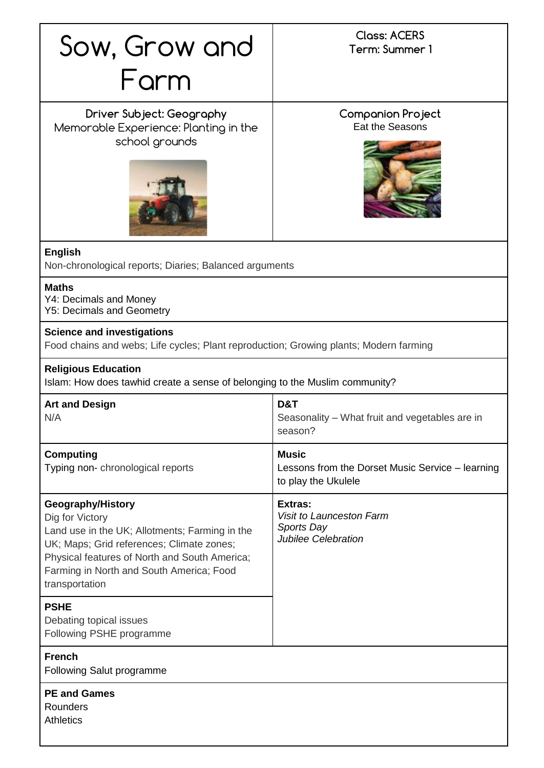# Sow, Grow and Farm

**Class: ACERS**
**Term: Summer 1**

**Driver Subject: Geography**
Memorable Experience: Planting in the school grounds

**Companion Project**
Eat the Seasons

**English**
Non-chronological reports; Diaries; Balanced arguments

**Maths**
Y4: Decimals and Money
Y5: Decimals and Geometry

**Science and investigations**
Food chains and webs; Life cycles; Plant reproduction; Growing plants; Modern farming

**Religious Education**
Islam: How does tawhid create a sense of belonging to the Muslim community?

**Art and Design**
N/A

**D&T**
Seasonality – What fruit and vegetables are in season?

**Computing**
Typing non- chronological reports

**Music**
Lessons from the Dorset Music Service – learning to play the Ukulele

**Geography/History**
Dig for Victory
Land use in the UK; Allotments; Farming in the UK; Maps; Grid references; Climate zones; Physical features of North and South America; Farming in North and South America; Food transportation

**Extras:**
*Visit to Launceston Farm*
*Sports Day*
*Jubilee Celebration*

**PSHE**
Debating topical issues
Following PSHE programme

**French**
Following Salut programme

**PE and Games**
Rounders
Athletics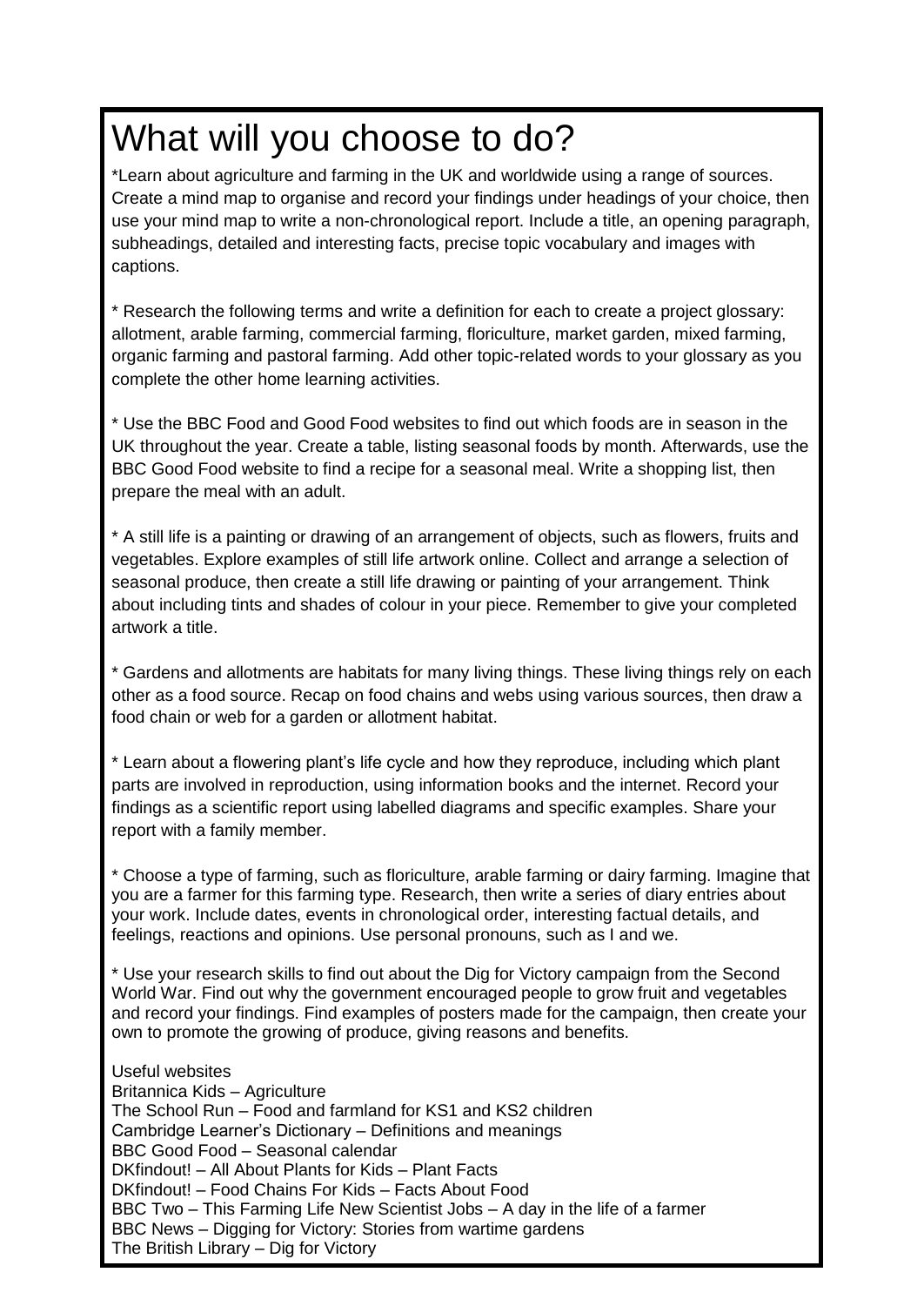# What will you choose to do?

*Learn about agriculture and farming in the UK and worldwide using a range of sources. Create a mind map to organise and record your findings under headings of your choice, then use your mind map to write a non-chronological report. Include a title, an opening paragraph, subheadings, detailed and interesting facts, precise topic vocabulary and images with captions.

* Research the following terms and write a definition for each to create a project glossary: allotment, arable farming, commercial farming, floriculture, market garden, mixed farming, organic farming and pastoral farming. Add other topic-related words to your glossary as you complete the other home learning activities.

* Use the BBC Food and Good Food websites to find out which foods are in season in the UK throughout the year. Create a table, listing seasonal foods by month. Afterwards, use the BBC Good Food website to find a recipe for a seasonal meal. Write a shopping list, then prepare the meal with an adult.

* A still life is a painting or drawing of an arrangement of objects, such as flowers, fruits and vegetables. Explore examples of still life artwork online. Collect and arrange a selection of seasonal produce, then create a still life drawing or painting of your arrangement. Think about including tints and shades of colour in your piece. Remember to give your completed artwork a title.

* Gardens and allotments are habitats for many living things. These living things rely on each other as a food source. Recap on food chains and webs using various sources, then draw a food chain or web for a garden or allotment habitat.

* Learn about a flowering plant's life cycle and how they reproduce, including which plant parts are involved in reproduction, using information books and the internet. Record your findings as a scientific report using labelled diagrams and specific examples. Share your report with a family member.

* Choose a type of farming, such as floriculture, arable farming or dairy farming. Imagine that you are a farmer for this farming type. Research, then write a series of diary entries about your work. Include dates, events in chronological order, interesting factual details, and feelings, reactions and opinions. Use personal pronouns, such as I and we.

* Use your research skills to find out about the Dig for Victory campaign from the Second World War. Find out why the government encouraged people to grow fruit and vegetables and record your findings. Find examples of posters made for the campaign, then create your own to promote the growing of produce, giving reasons and benefits.

Useful websites
Britannica Kids – Agriculture
The School Run – Food and farmland for KS1 and KS2 children
Cambridge Learner's Dictionary – Definitions and meanings
BBC Good Food – Seasonal calendar
DKfindout! – All About Plants for Kids – Plant Facts
DKfindout! – Food Chains For Kids – Facts About Food
BBC Two – This Farming Life New Scientist Jobs – A day in the life of a farmer
BBC News – Digging for Victory: Stories from wartime gardens
The British Library – Dig for Victory